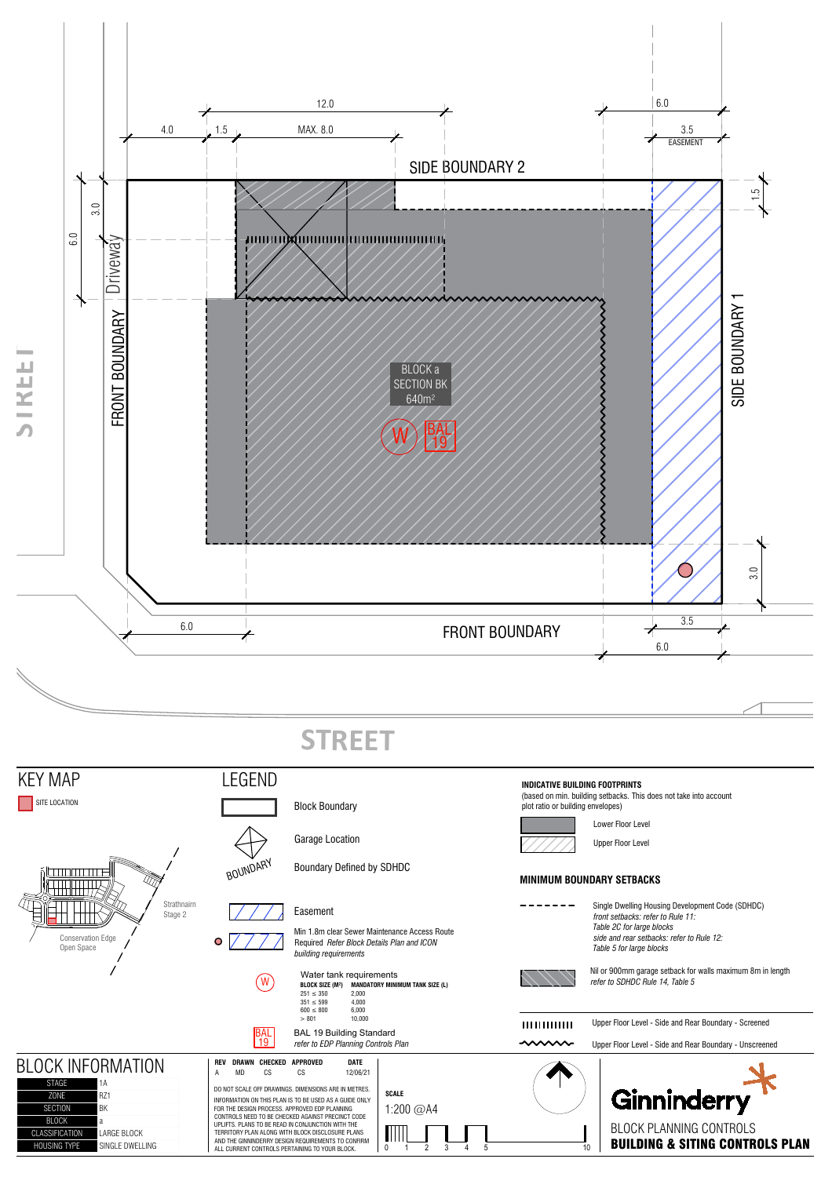# BLOCK PLANNING CONTROLS
## BUILDING & SITING CONTROLS PLAN

Ginninderry

SIDE BOUNDARY 2

SIDE BOUNDARY 1

FRONT BOUNDARY

FRONT BOUNDARY

Driveway

STREET

BLOCK a
SECTION BK
640m²

W

BAL 19

12.0 | 4.0 | 1.5 | MAX. 8.0 | 6.0 | 3.5 EASEMENT | 3.0 | 6.0 | 1.5 | 3.0 | 6.0 | 3.5 | 6.0

## KEY MAP

SITE LOCATION

Strathnairn Stage 2

Conservation Edge Open Space

## LEGEND

- Block Boundary
- Garage Location
- BOUNDARY — Boundary Defined by SDHDC
- Easement
- Min 1.8m clear Sewer Maintenance Access Route Required *Refer Block Details Plan and ICON building requirements*
- Water tank requirements

| BLOCK SIZE (M²) | MANDATORY MINIMUM TANK SIZE (L) |
|---|---|
| 251 ≤ 350 | 2,000 |
| 351 ≤ 599 | 4,000 |
| 600 ≤ 800 | 6,000 |
| > 801 | 10,000 |

- BAL 19 Building Standard *refer to EDP Planning Controls Plan*

### INDICATIVE BUILDING FOOTPRINTS

(based on min. building setbacks. This does not take into account plot ratio or building envelopes)

- Lower Floor Level
- Upper Floor Level

### MINIMUM BOUNDARY SETBACKS

- Single Dwelling Housing Development Code (SDHDC) *front setbacks: refer to Rule 11: Table 2C for large blocks side and rear setbacks: refer to Rule 12: Table 5 for large blocks*
- Nil or 900mm garage setback for walls maximum 8m in length *refer to SDHDC Rule 14, Table 5*
- Upper Floor Level - Side and Rear Boundary - Screened
- Upper Floor Level - Side and Rear Boundary - Unscreened

## BLOCK INFORMATION

| | |
|---|---|
| STAGE | 1A |
| ZONE | RZ1 |
| SECTION | BK |
| BLOCK | a |
| CLASSIFICATION | LARGE BLOCK |
| HOUSING TYPE | SINGLE DWELLING |

| REV | DRAWN | CHECKED | APPROVED | DATE |
|---|---|---|---|---|
| A | MD | CS | CS | 12/06/21 |

DO NOT SCALE OFF DRAWINGS. DIMENSIONS ARE IN METRES.
INFORMATION ON THIS PLAN IS TO BE USED AS A GUIDE ONLY FOR THE DESIGN PROCESS. APPROVED EDP PLANNING CONTROLS NEED TO BE CHECKED AGAINST PRECINCT CODE UPLIFTS. PLANS TO BE READ IN CONJUNCTION WITH THE TERRITORY PLAN ALONG WITH BLOCK DISCLOSURE PLANS AND THE GINNINDERRY DESIGN REQUIREMENTS TO CONFIRM ALL CURRENT CONTROLS PERTAINING TO YOUR BLOCK.

**SCALE**
1:200 @A4

0 1 2 3 4 5 10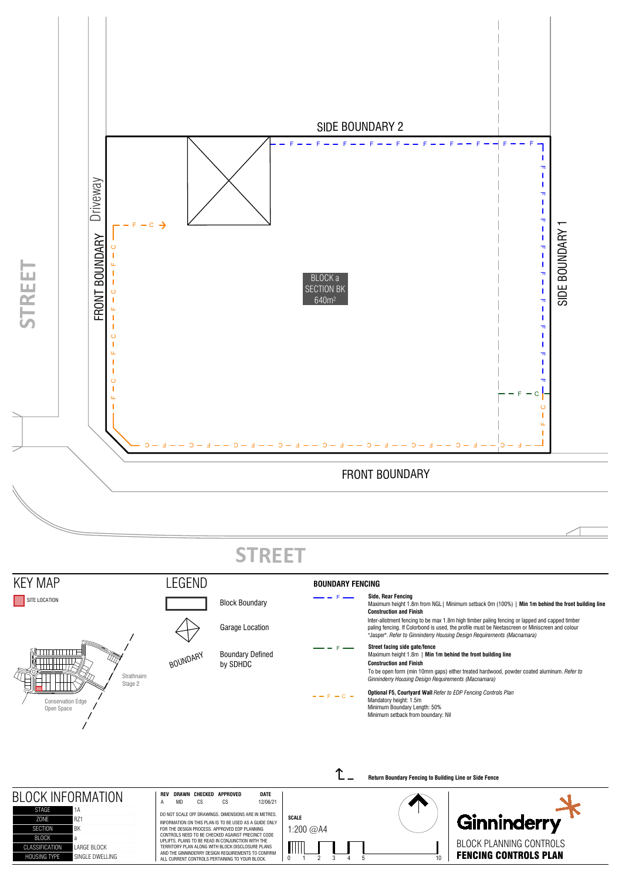STREET

SIDE BOUNDARY 2

SIDE BOUNDARY 1

FRONT BOUNDARY

Driveway

FRONT BOUNDARY

BLOCK a
SECTION BK
640m²

STREET

## KEY MAP

SITE LOCATION

Strathnairn Stage 2

Conservation Edge Open Space

## LEGEND

Block Boundary

Garage Location

BOUNDARY — Boundary Defined by SDHDC

## BOUNDARY FENCING

**— — F —**

**Side, Rear Fencing**
Maximum height 1.8m from NGL | Minimum setback 0m (100%) | **Min 1m behind the front building line**
**Construction and Finish**
Inter-allotment fencing to be max 1.8m high timber paling fencing or lapped and capped timber paling fencing. If Colorbond is used, the profile must be Neetascreen or Miniscreen and colour "Jasper". *Refer to Ginninderry Housing Design Requirements (Macnamara)*

**— — F —**

**Street facing side gate/fence**
Maximum height 1.8m | **Min 1m behind the front building line**
**Construction and Finish**
To be open form (min 10mm gaps) either treated hardwood, powder coated aluminum. *Refer to Ginninderry Housing Design Requirements (Macnamara)*

**— — F — C —**

**Optional F5, Courtyard Wall** *Refer to EDP Fencing Controls Plan*
Mandatory height: 1.5m
Minimum Boundary Length: 50%
Minimum setback from boundary: Nil

**Return Boundary Fencing to Building Line or Side Fence**

## BLOCK INFORMATION

| | |
|---|---|
| STAGE | 1A |
| ZONE | RZ1 |
| SECTION | BK |
| BLOCK | a |
| CLASSIFICATION | LARGE BLOCK |
| HOUSING TYPE | SINGLE DWELLING |

| REV | DRAWN | CHECKED | APPROVED | DATE |
|---|---|---|---|---|
| A | MD | CS | CS | 12/06/21 |

DO NOT SCALE OFF DRAWINGS. DIMENSIONS ARE IN METRES.
INFORMATION ON THIS PLAN IS TO BE USED AS A GUIDE ONLY FOR THE DESIGN PROCESS. APPROVED EDP PLANNING CONTROLS NEED TO BE CHECKED AGAINST PRECINCT CODE UPLIFTS. PLANS TO BE READ IN CONJUNCTION WITH THE TERRITORY PLAN ALONG WITH BLOCK DISCLOSURE PLANS AND THE GINNINDERRY DESIGN REQUIREMENTS TO CONFIRM ALL CURRENT CONTROLS PERTAINING TO YOUR BLOCK.

**SCALE**
1:200 @A4
0 1 2 3 4 5 10

Ginninderry

BLOCK PLANNING CONTROLS
**FENCING CONTROLS PLAN**